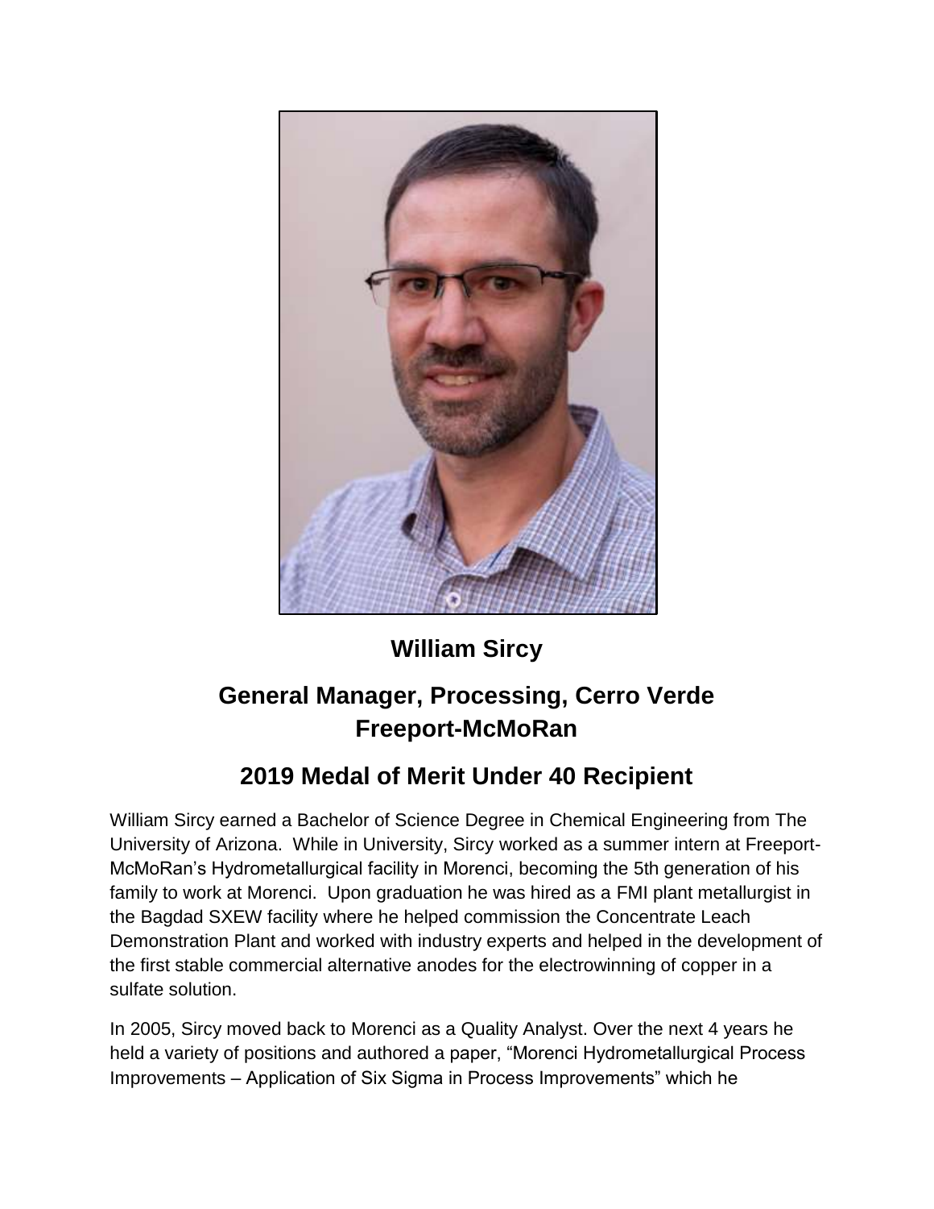# William Sircy

## General Manager, Processing, Cerro Verde
## Freeport-McMoRan

## 2019 Medal of Merit Under 40 Recipient

William Sircy earned a Bachelor of Science Degree in Chemical Engineering from The University of Arizona. While in University, Sircy worked as a summer intern at Freeport-McMoRan's Hydrometallurgical facility in Morenci, becoming the 5th generation of his family to work at Morenci. Upon graduation he was hired as a FMI plant metallurgist in the Bagdad SXEW facility where he helped commission the Concentrate Leach Demonstration Plant and worked with industry experts and helped in the development of the first stable commercial alternative anodes for the electrowinning of copper in a sulfate solution.

In 2005, Sircy moved back to Morenci as a Quality Analyst. Over the next 4 years he held a variety of positions and authored a paper, "Morenci Hydrometallurgical Process Improvements – Application of Six Sigma in Process Improvements" which he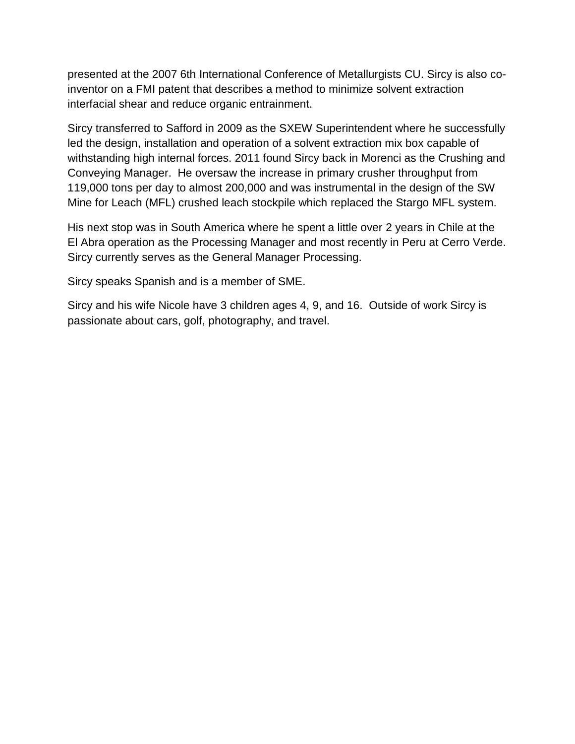presented at the 2007 6th International Conference of Metallurgists CU. Sircy is also co-inventor on a FMI patent that describes a method to minimize solvent extraction interfacial shear and reduce organic entrainment.

Sircy transferred to Safford in 2009 as the SXEW Superintendent where he successfully led the design, installation and operation of a solvent extraction mix box capable of withstanding high internal forces. 2011 found Sircy back in Morenci as the Crushing and Conveying Manager. He oversaw the increase in primary crusher throughput from 119,000 tons per day to almost 200,000 and was instrumental in the design of the SW Mine for Leach (MFL) crushed leach stockpile which replaced the Stargo MFL system.

His next stop was in South America where he spent a little over 2 years in Chile at the El Abra operation as the Processing Manager and most recently in Peru at Cerro Verde. Sircy currently serves as the General Manager Processing.

Sircy speaks Spanish and is a member of SME.

Sircy and his wife Nicole have 3 children ages 4, 9, and 16. Outside of work Sircy is passionate about cars, golf, photography, and travel.